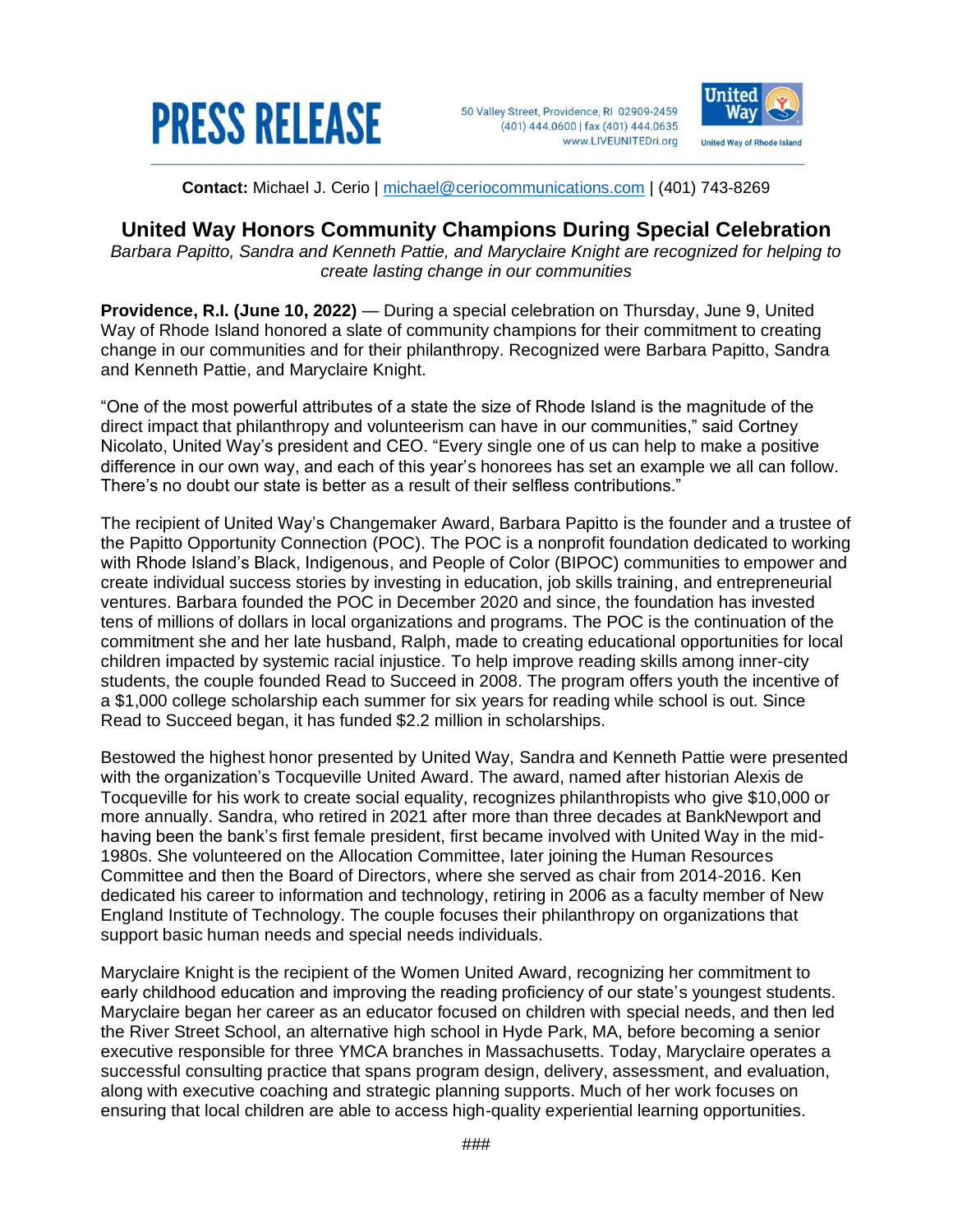# PRESS RELEASE

50 Valley Street, Providence, RI 02909-2459
(401) 444.0600 | fax (401) 444.0635
www.LIVEUNITEDri.org

United Way of Rhode Island

**Contact:** Michael J. Cerio | michael@ceriocommunications.com | (401) 743-8269

## United Way Honors Community Champions During Special Celebration

*Barbara Papitto, Sandra and Kenneth Pattie, and Maryclaire Knight are recognized for helping to create lasting change in our communities*

**Providence, R.I. (June 10, 2022)** — During a special celebration on Thursday, June 9, United Way of Rhode Island honored a slate of community champions for their commitment to creating change in our communities and for their philanthropy. Recognized were Barbara Papitto, Sandra and Kenneth Pattie, and Maryclaire Knight.

"One of the most powerful attributes of a state the size of Rhode Island is the magnitude of the direct impact that philanthropy and volunteerism can have in our communities," said Cortney Nicolato, United Way's president and CEO. "Every single one of us can help to make a positive difference in our own way, and each of this year's honorees has set an example we all can follow. There's no doubt our state is better as a result of their selfless contributions."

The recipient of United Way's Changemaker Award, Barbara Papitto is the founder and a trustee of the Papitto Opportunity Connection (POC). The POC is a nonprofit foundation dedicated to working with Rhode Island's Black, Indigenous, and People of Color (BIPOC) communities to empower and create individual success stories by investing in education, job skills training, and entrepreneurial ventures. Barbara founded the POC in December 2020 and since, the foundation has invested tens of millions of dollars in local organizations and programs. The POC is the continuation of the commitment she and her late husband, Ralph, made to creating educational opportunities for local children impacted by systemic racial injustice. To help improve reading skills among inner-city students, the couple founded Read to Succeed in 2008. The program offers youth the incentive of a $1,000 college scholarship each summer for six years for reading while school is out. Since Read to Succeed began, it has funded $2.2 million in scholarships.

Bestowed the highest honor presented by United Way, Sandra and Kenneth Pattie were presented with the organization's Tocqueville United Award. The award, named after historian Alexis de Tocqueville for his work to create social equality, recognizes philanthropists who give $10,000 or more annually. Sandra, who retired in 2021 after more than three decades at BankNewport and having been the bank's first female president, first became involved with United Way in the mid-1980s. She volunteered on the Allocation Committee, later joining the Human Resources Committee and then the Board of Directors, where she served as chair from 2014-2016. Ken dedicated his career to information and technology, retiring in 2006 as a faculty member of New England Institute of Technology. The couple focuses their philanthropy on organizations that support basic human needs and special needs individuals.

Maryclaire Knight is the recipient of the Women United Award, recognizing her commitment to early childhood education and improving the reading proficiency of our state's youngest students. Maryclaire began her career as an educator focused on children with special needs, and then led the River Street School, an alternative high school in Hyde Park, MA, before becoming a senior executive responsible for three YMCA branches in Massachusetts. Today, Maryclaire operates a successful consulting practice that spans program design, delivery, assessment, and evaluation, along with executive coaching and strategic planning supports. Much of her work focuses on ensuring that local children are able to access high-quality experiential learning opportunities.

###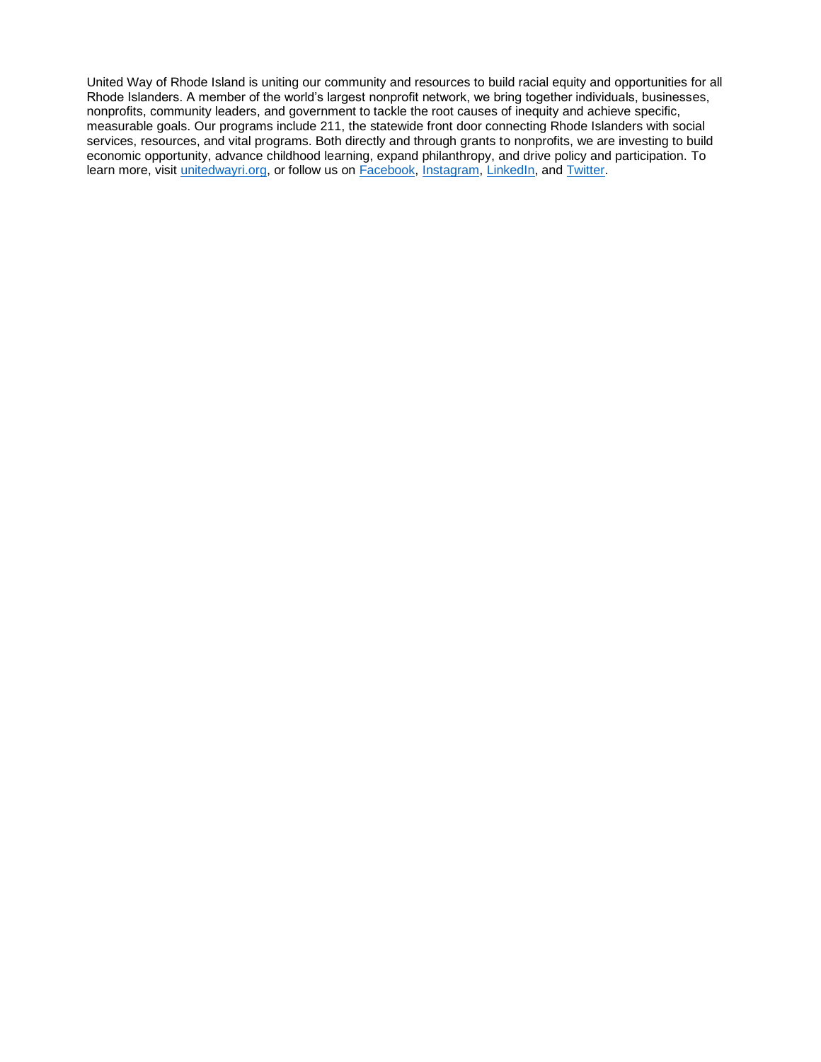United Way of Rhode Island is uniting our community and resources to build racial equity and opportunities for all Rhode Islanders. A member of the world's largest nonprofit network, we bring together individuals, businesses, nonprofits, community leaders, and government to tackle the root causes of inequity and achieve specific, measurable goals. Our programs include 211, the statewide front door connecting Rhode Islanders with social services, resources, and vital programs. Both directly and through grants to nonprofits, we are investing to build economic opportunity, advance childhood learning, expand philanthropy, and drive policy and participation. To learn more, visit unitedwayri.org, or follow us on Facebook, Instagram, LinkedIn, and Twitter.